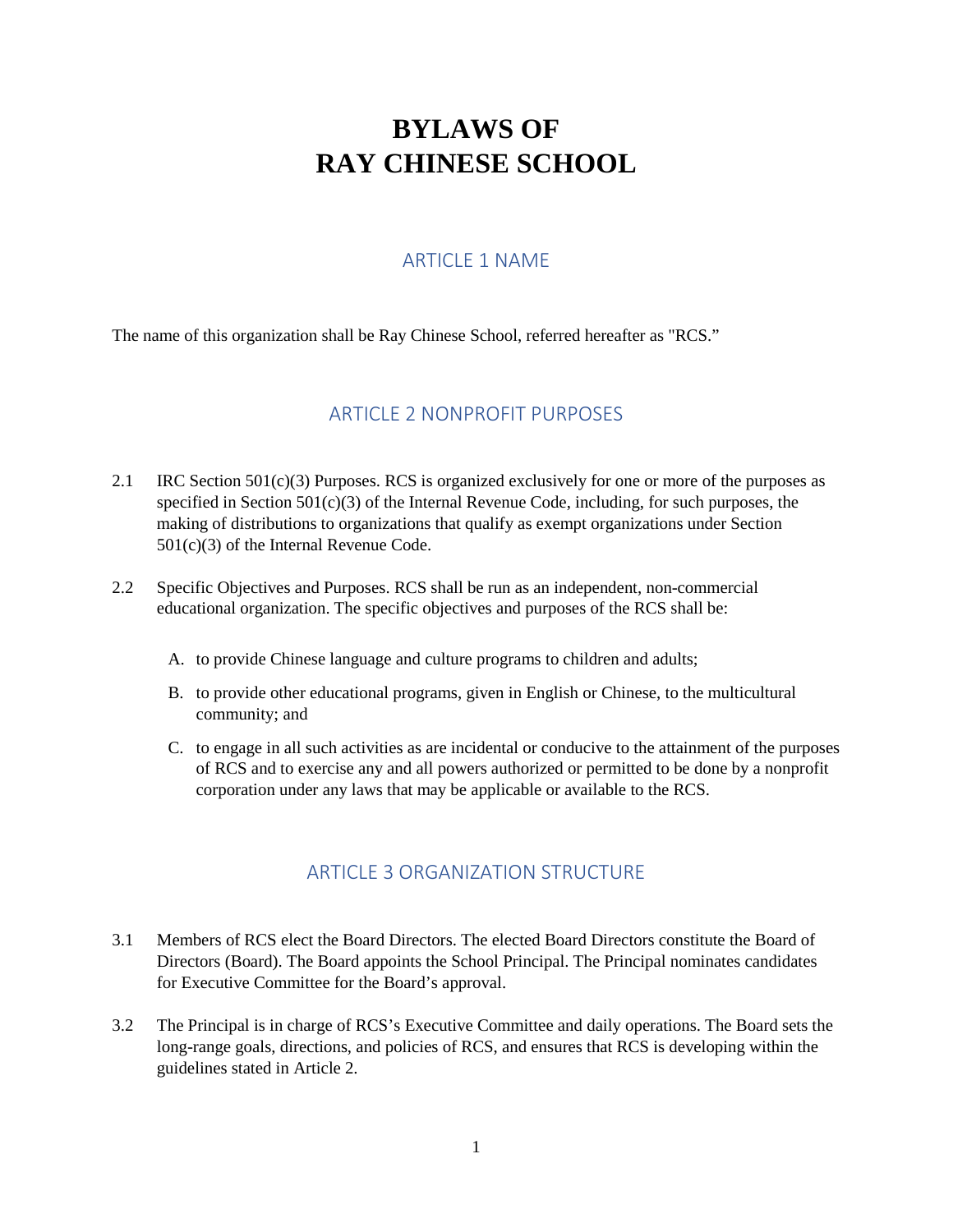# BYLAWS OF RAY CHINESE SCHOOL

## ARTICLE 1 NAME

The name of this organization shall be Ray Chinese School, referred hereafter as "RCS."

## ARTICLE 2 NONPROFIT PURPOSES

2.1 IRC Section 501(c)(3) Purposes. RCS is organized exclusively for one or more of the purposes as specified in Section 501(c)(3) of the Internal Revenue Code, including, for such purposes, the making of distributions to organizations that qualify as exempt organizations under Section 501(c)(3) of the Internal Revenue Code.

2.2 Specific Objectives and Purposes. RCS shall be run as an independent, non-commercial educational organization. The specific objectives and purposes of the RCS shall be:

A. to provide Chinese language and culture programs to children and adults;

B. to provide other educational programs, given in English or Chinese, to the multicultural community; and

C. to engage in all such activities as are incidental or conducive to the attainment of the purposes of RCS and to exercise any and all powers authorized or permitted to be done by a nonprofit corporation under any laws that may be applicable or available to the RCS.

## ARTICLE 3 ORGANIZATION STRUCTURE

3.1 Members of RCS elect the Board Directors. The elected Board Directors constitute the Board of Directors (Board). The Board appoints the School Principal. The Principal nominates candidates for Executive Committee for the Board's approval.

3.2 The Principal is in charge of RCS's Executive Committee and daily operations. The Board sets the long-range goals, directions, and policies of RCS, and ensures that RCS is developing within the guidelines stated in Article 2.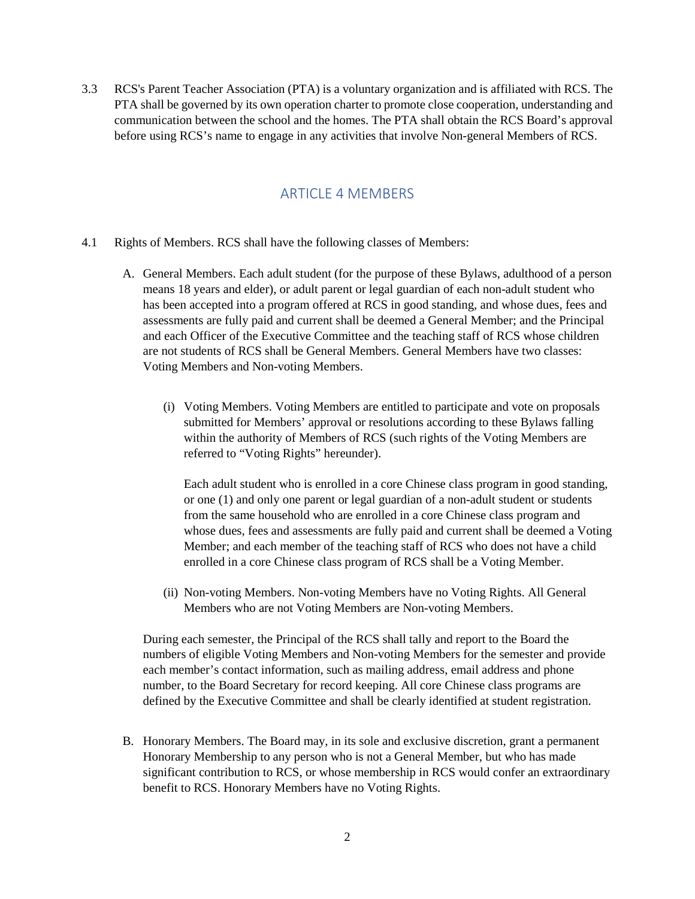3.3 RCS's Parent Teacher Association (PTA) is a voluntary organization and is affiliated with RCS. The PTA shall be governed by its own operation charter to promote close cooperation, understanding and communication between the school and the homes. The PTA shall obtain the RCS Board's approval before using RCS's name to engage in any activities that involve Non-general Members of RCS.

## ARTICLE 4 MEMBERS

4.1 Rights of Members. RCS shall have the following classes of Members:

A. General Members. Each adult student (for the purpose of these Bylaws, adulthood of a person means 18 years and elder), or adult parent or legal guardian of each non-adult student who has been accepted into a program offered at RCS in good standing, and whose dues, fees and assessments are fully paid and current shall be deemed a General Member; and the Principal and each Officer of the Executive Committee and the teaching staff of RCS whose children are not students of RCS shall be General Members. General Members have two classes: Voting Members and Non-voting Members.

   (i) Voting Members. Voting Members are entitled to participate and vote on proposals submitted for Members' approval or resolutions according to these Bylaws falling within the authority of Members of RCS (such rights of the Voting Members are referred to "Voting Rights" hereunder).

   Each adult student who is enrolled in a core Chinese class program in good standing, or one (1) and only one parent or legal guardian of a non-adult student or students from the same household who are enrolled in a core Chinese class program and whose dues, fees and assessments are fully paid and current shall be deemed a Voting Member; and each member of the teaching staff of RCS who does not have a child enrolled in a core Chinese class program of RCS shall be a Voting Member.

   (ii) Non-voting Members. Non-voting Members have no Voting Rights. All General Members who are not Voting Members are Non-voting Members.

During each semester, the Principal of the RCS shall tally and report to the Board the numbers of eligible Voting Members and Non-voting Members for the semester and provide each member's contact information, such as mailing address, email address and phone number, to the Board Secretary for record keeping. All core Chinese class programs are defined by the Executive Committee and shall be clearly identified at student registration.

B. Honorary Members. The Board may, in its sole and exclusive discretion, grant a permanent Honorary Membership to any person who is not a General Member, but who has made significant contribution to RCS, or whose membership in RCS would confer an extraordinary benefit to RCS. Honorary Members have no Voting Rights.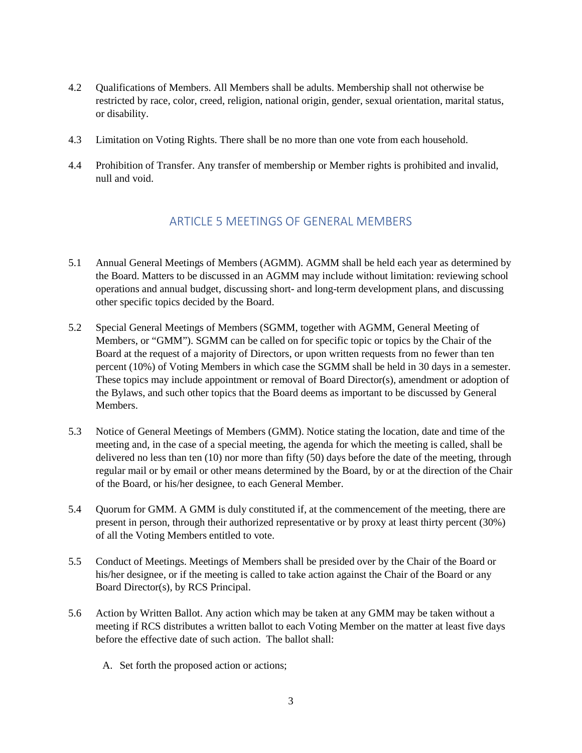4.2 Qualifications of Members. All Members shall be adults. Membership shall not otherwise be restricted by race, color, creed, religion, national origin, gender, sexual orientation, marital status, or disability.

4.3 Limitation on Voting Rights. There shall be no more than one vote from each household.

4.4 Prohibition of Transfer. Any transfer of membership or Member rights is prohibited and invalid, null and void.

## ARTICLE 5 MEETINGS OF GENERAL MEMBERS

5.1 Annual General Meetings of Members (AGMM). AGMM shall be held each year as determined by the Board. Matters to be discussed in an AGMM may include without limitation: reviewing school operations and annual budget, discussing short- and long-term development plans, and discussing other specific topics decided by the Board.

5.2 Special General Meetings of Members (SGMM, together with AGMM, General Meeting of Members, or "GMM"). SGMM can be called on for specific topic or topics by the Chair of the Board at the request of a majority of Directors, or upon written requests from no fewer than ten percent (10%) of Voting Members in which case the SGMM shall be held in 30 days in a semester. These topics may include appointment or removal of Board Director(s), amendment or adoption of the Bylaws, and such other topics that the Board deems as important to be discussed by General Members.

5.3 Notice of General Meetings of Members (GMM). Notice stating the location, date and time of the meeting and, in the case of a special meeting, the agenda for which the meeting is called, shall be delivered no less than ten (10) nor more than fifty (50) days before the date of the meeting, through regular mail or by email or other means determined by the Board, by or at the direction of the Chair of the Board, or his/her designee, to each General Member.

5.4 Quorum for GMM. A GMM is duly constituted if, at the commencement of the meeting, there are present in person, through their authorized representative or by proxy at least thirty percent (30%) of all the Voting Members entitled to vote.

5.5 Conduct of Meetings. Meetings of Members shall be presided over by the Chair of the Board or his/her designee, or if the meeting is called to take action against the Chair of the Board or any Board Director(s), by RCS Principal.

5.6 Action by Written Ballot. Any action which may be taken at any GMM may be taken without a meeting if RCS distributes a written ballot to each Voting Member on the matter at least five days before the effective date of such action. The ballot shall:

A. Set forth the proposed action or actions;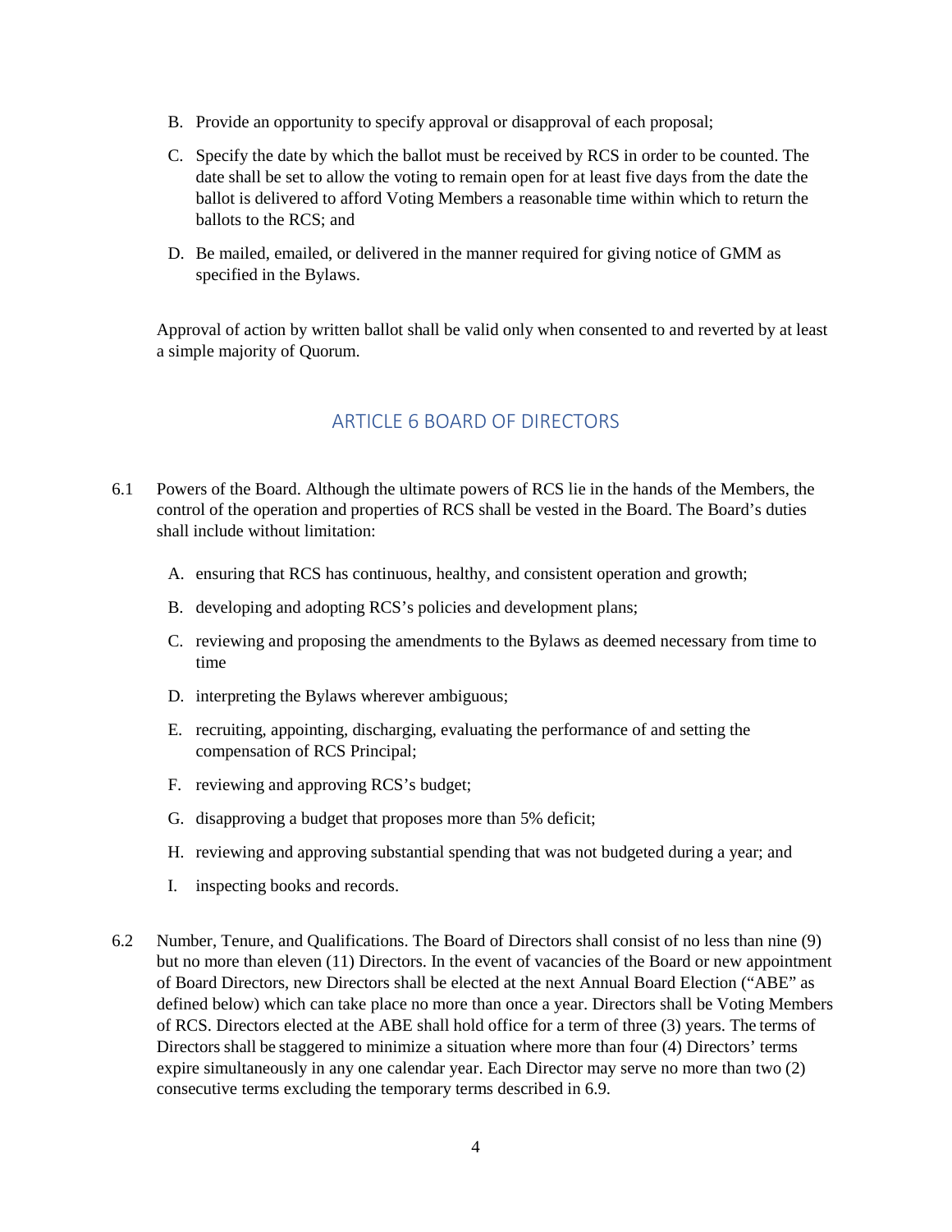B. Provide an opportunity to specify approval or disapproval of each proposal;

C. Specify the date by which the ballot must be received by RCS in order to be counted. The date shall be set to allow the voting to remain open for at least five days from the date the ballot is delivered to afford Voting Members a reasonable time within which to return the ballots to the RCS; and

D. Be mailed, emailed, or delivered in the manner required for giving notice of GMM as specified in the Bylaws.

Approval of action by written ballot shall be valid only when consented to and reverted by at least a simple majority of Quorum.

## ARTICLE 6 BOARD OF DIRECTORS

6.1 Powers of the Board. Although the ultimate powers of RCS lie in the hands of the Members, the control of the operation and properties of RCS shall be vested in the Board. The Board's duties shall include without limitation:

A. ensuring that RCS has continuous, healthy, and consistent operation and growth;

B. developing and adopting RCS's policies and development plans;

C. reviewing and proposing the amendments to the Bylaws as deemed necessary from time to time

D. interpreting the Bylaws wherever ambiguous;

E. recruiting, appointing, discharging, evaluating the performance of and setting the compensation of RCS Principal;

F. reviewing and approving RCS's budget;

G. disapproving a budget that proposes more than 5% deficit;

H. reviewing and approving substantial spending that was not budgeted during a year; and

I. inspecting books and records.

6.2 Number, Tenure, and Qualifications. The Board of Directors shall consist of no less than nine (9) but no more than eleven (11) Directors. In the event of vacancies of the Board or new appointment of Board Directors, new Directors shall be elected at the next Annual Board Election ("ABE" as defined below) which can take place no more than once a year. Directors shall be Voting Members of RCS. Directors elected at the ABE shall hold office for a term of three (3) years. The terms of Directors shall be staggered to minimize a situation where more than four (4) Directors' terms expire simultaneously in any one calendar year. Each Director may serve no more than two (2) consecutive terms excluding the temporary terms described in 6.9.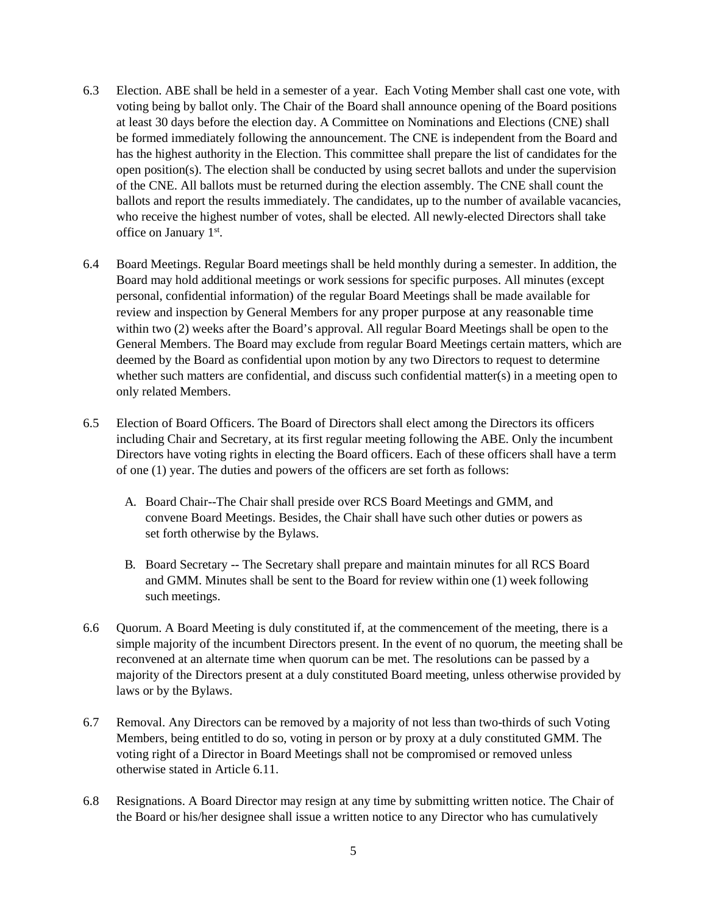6.3 Election. ABE shall be held in a semester of a year. Each Voting Member shall cast one vote, with voting being by ballot only. The Chair of the Board shall announce opening of the Board positions at least 30 days before the election day. A Committee on Nominations and Elections (CNE) shall be formed immediately following the announcement. The CNE is independent from the Board and has the highest authority in the Election. This committee shall prepare the list of candidates for the open position(s). The election shall be conducted by using secret ballots and under the supervision of the CNE. All ballots must be returned during the election assembly. The CNE shall count the ballots and report the results immediately. The candidates, up to the number of available vacancies, who receive the highest number of votes, shall be elected. All newly-elected Directors shall take office on January 1st.

6.4 Board Meetings. Regular Board meetings shall be held monthly during a semester. In addition, the Board may hold additional meetings or work sessions for specific purposes. All minutes (except personal, confidential information) of the regular Board Meetings shall be made available for review and inspection by General Members for any proper purpose at any reasonable time within two (2) weeks after the Board's approval. All regular Board Meetings shall be open to the General Members. The Board may exclude from regular Board Meetings certain matters, which are deemed by the Board as confidential upon motion by any two Directors to request to determine whether such matters are confidential, and discuss such confidential matter(s) in a meeting open to only related Members.

6.5 Election of Board Officers. The Board of Directors shall elect among the Directors its officers including Chair and Secretary, at its first regular meeting following the ABE. Only the incumbent Directors have voting rights in electing the Board officers. Each of these officers shall have a term of one (1) year. The duties and powers of the officers are set forth as follows:

A. Board Chair--The Chair shall preside over RCS Board Meetings and GMM, and convene Board Meetings. Besides, the Chair shall have such other duties or powers as set forth otherwise by the Bylaws.

B. Board Secretary -- The Secretary shall prepare and maintain minutes for all RCS Board and GMM. Minutes shall be sent to the Board for review within one (1) week following such meetings.

6.6 Quorum. A Board Meeting is duly constituted if, at the commencement of the meeting, there is a simple majority of the incumbent Directors present. In the event of no quorum, the meeting shall be reconvened at an alternate time when quorum can be met. The resolutions can be passed by a majority of the Directors present at a duly constituted Board meeting, unless otherwise provided by laws or by the Bylaws.

6.7 Removal. Any Directors can be removed by a majority of not less than two-thirds of such Voting Members, being entitled to do so, voting in person or by proxy at a duly constituted GMM. The voting right of a Director in Board Meetings shall not be compromised or removed unless otherwise stated in Article 6.11.

6.8 Resignations. A Board Director may resign at any time by submitting written notice. The Chair of the Board or his/her designee shall issue a written notice to any Director who has cumulatively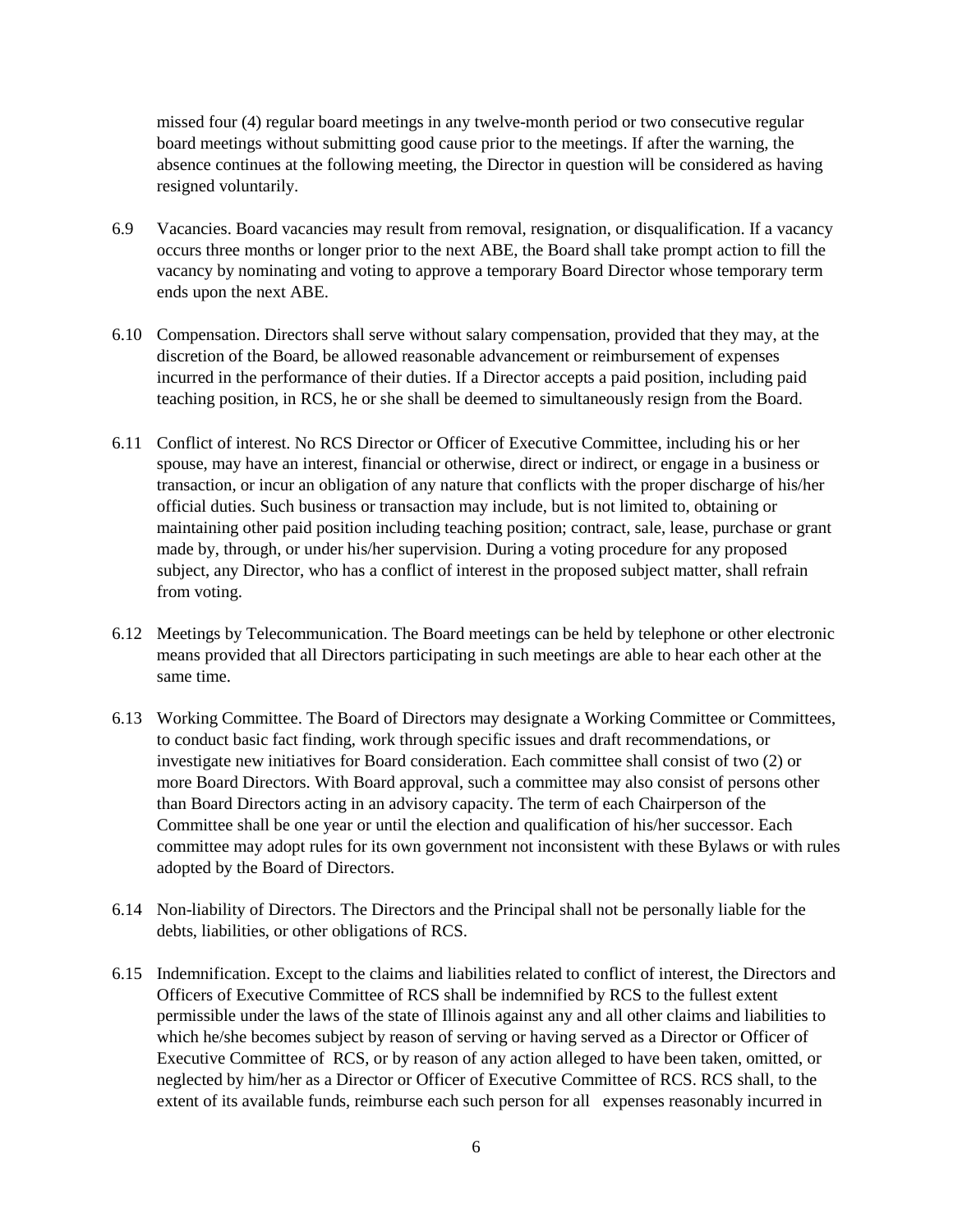missed four (4) regular board meetings in any twelve-month period or two consecutive regular board meetings without submitting good cause prior to the meetings. If after the warning, the absence continues at the following meeting, the Director in question will be considered as having resigned voluntarily.

6.9 Vacancies. Board vacancies may result from removal, resignation, or disqualification. If a vacancy occurs three months or longer prior to the next ABE, the Board shall take prompt action to fill the vacancy by nominating and voting to approve a temporary Board Director whose temporary term ends upon the next ABE.

6.10 Compensation. Directors shall serve without salary compensation, provided that they may, at the discretion of the Board, be allowed reasonable advancement or reimbursement of expenses incurred in the performance of their duties. If a Director accepts a paid position, including paid teaching position, in RCS, he or she shall be deemed to simultaneously resign from the Board.

6.11 Conflict of interest. No RCS Director or Officer of Executive Committee, including his or her spouse, may have an interest, financial or otherwise, direct or indirect, or engage in a business or transaction, or incur an obligation of any nature that conflicts with the proper discharge of his/her official duties. Such business or transaction may include, but is not limited to, obtaining or maintaining other paid position including teaching position; contract, sale, lease, purchase or grant made by, through, or under his/her supervision. During a voting procedure for any proposed subject, any Director, who has a conflict of interest in the proposed subject matter, shall refrain from voting.

6.12 Meetings by Telecommunication. The Board meetings can be held by telephone or other electronic means provided that all Directors participating in such meetings are able to hear each other at the same time.

6.13 Working Committee. The Board of Directors may designate a Working Committee or Committees, to conduct basic fact finding, work through specific issues and draft recommendations, or investigate new initiatives for Board consideration. Each committee shall consist of two (2) or more Board Directors. With Board approval, such a committee may also consist of persons other than Board Directors acting in an advisory capacity. The term of each Chairperson of the Committee shall be one year or until the election and qualification of his/her successor. Each committee may adopt rules for its own government not inconsistent with these Bylaws or with rules adopted by the Board of Directors.

6.14 Non-liability of Directors. The Directors and the Principal shall not be personally liable for the debts, liabilities, or other obligations of RCS.

6.15 Indemnification. Except to the claims and liabilities related to conflict of interest, the Directors and Officers of Executive Committee of RCS shall be indemnified by RCS to the fullest extent permissible under the laws of the state of Illinois against any and all other claims and liabilities to which he/she becomes subject by reason of serving or having served as a Director or Officer of Executive Committee of RCS, or by reason of any action alleged to have been taken, omitted, or neglected by him/her as a Director or Officer of Executive Committee of RCS. RCS shall, to the extent of its available funds, reimburse each such person for all expenses reasonably incurred in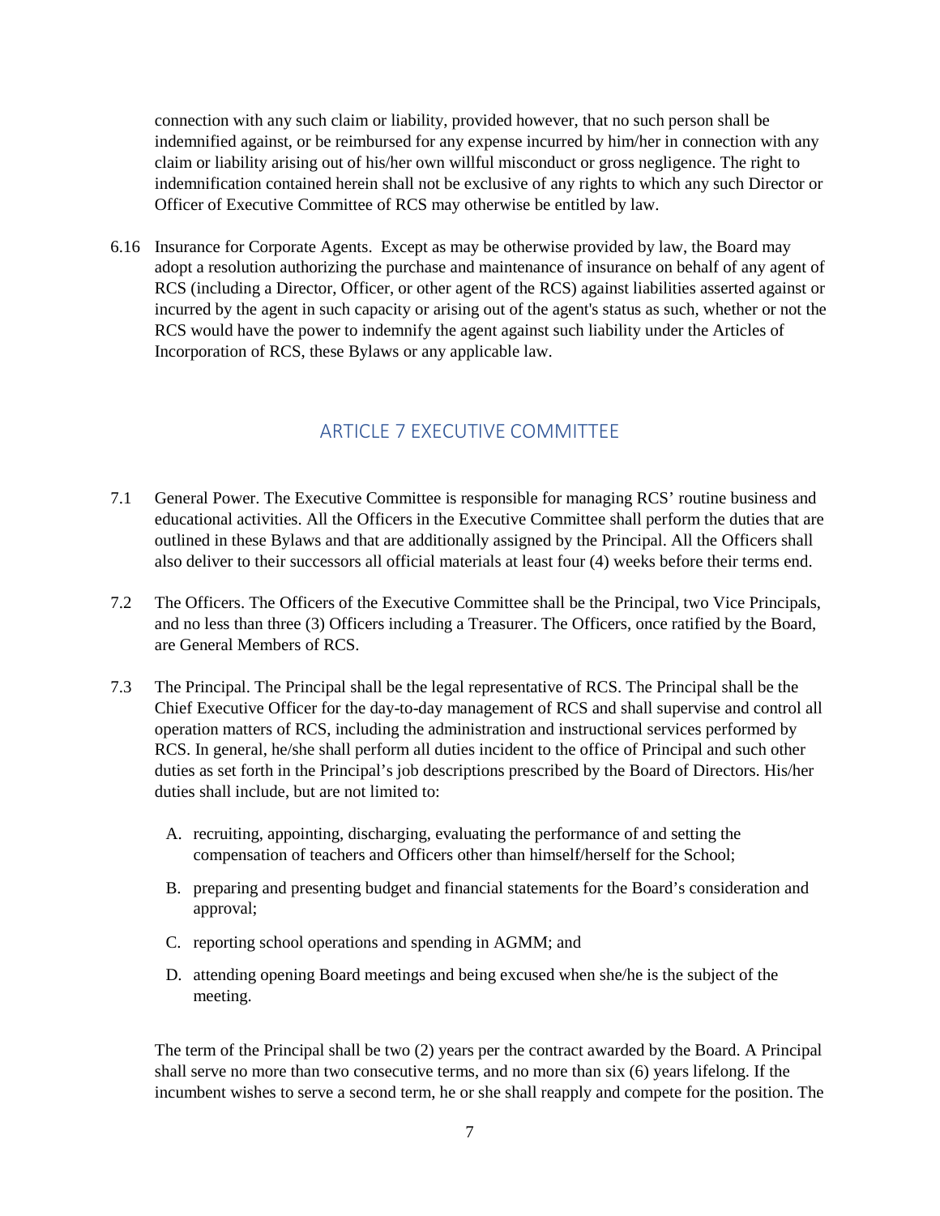connection with any such claim or liability, provided however, that no such person shall be indemnified against, or be reimbursed for any expense incurred by him/her in connection with any claim or liability arising out of his/her own willful misconduct or gross negligence. The right to indemnification contained herein shall not be exclusive of any rights to which any such Director or Officer of Executive Committee of RCS may otherwise be entitled by law.

6.16 Insurance for Corporate Agents. Except as may be otherwise provided by law, the Board may adopt a resolution authorizing the purchase and maintenance of insurance on behalf of any agent of RCS (including a Director, Officer, or other agent of the RCS) against liabilities asserted against or incurred by the agent in such capacity or arising out of the agent's status as such, whether or not the RCS would have the power to indemnify the agent against such liability under the Articles of Incorporation of RCS, these Bylaws or any applicable law.

## ARTICLE 7 EXECUTIVE COMMITTEE

7.1 General Power. The Executive Committee is responsible for managing RCS' routine business and educational activities. All the Officers in the Executive Committee shall perform the duties that are outlined in these Bylaws and that are additionally assigned by the Principal. All the Officers shall also deliver to their successors all official materials at least four (4) weeks before their terms end.

7.2 The Officers. The Officers of the Executive Committee shall be the Principal, two Vice Principals, and no less than three (3) Officers including a Treasurer. The Officers, once ratified by the Board, are General Members of RCS.

7.3 The Principal. The Principal shall be the legal representative of RCS. The Principal shall be the Chief Executive Officer for the day-to-day management of RCS and shall supervise and control all operation matters of RCS, including the administration and instructional services performed by RCS. In general, he/she shall perform all duties incident to the office of Principal and such other duties as set forth in the Principal's job descriptions prescribed by the Board of Directors. His/her duties shall include, but are not limited to:

A. recruiting, appointing, discharging, evaluating the performance of and setting the compensation of teachers and Officers other than himself/herself for the School;

B. preparing and presenting budget and financial statements for the Board's consideration and approval;

C. reporting school operations and spending in AGMM; and

D. attending opening Board meetings and being excused when she/he is the subject of the meeting.

The term of the Principal shall be two (2) years per the contract awarded by the Board. A Principal shall serve no more than two consecutive terms, and no more than six (6) years lifelong. If the incumbent wishes to serve a second term, he or she shall reapply and compete for the position. The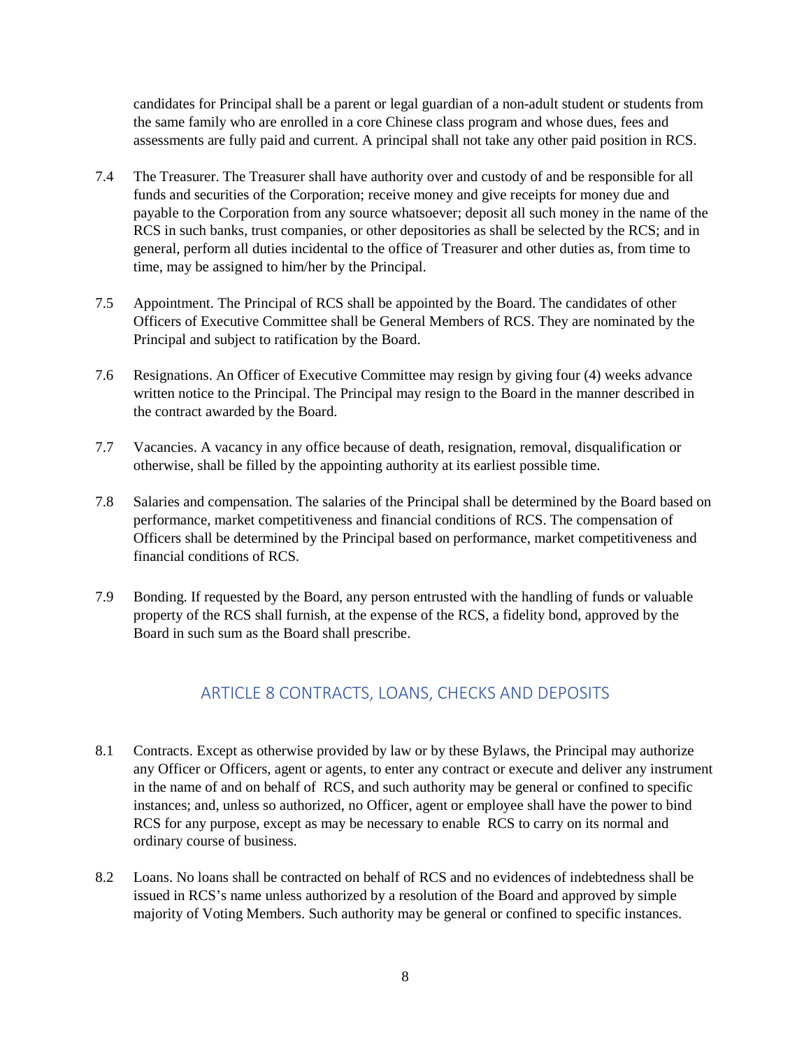candidates for Principal shall be a parent or legal guardian of a non-adult student or students from the same family who are enrolled in a core Chinese class program and whose dues, fees and assessments are fully paid and current. A principal shall not take any other paid position in RCS.

7.4 The Treasurer. The Treasurer shall have authority over and custody of and be responsible for all funds and securities of the Corporation; receive money and give receipts for money due and payable to the Corporation from any source whatsoever; deposit all such money in the name of the RCS in such banks, trust companies, or other depositories as shall be selected by the RCS; and in general, perform all duties incidental to the office of Treasurer and other duties as, from time to time, may be assigned to him/her by the Principal.

7.5 Appointment. The Principal of RCS shall be appointed by the Board. The candidates of other Officers of Executive Committee shall be General Members of RCS. They are nominated by the Principal and subject to ratification by the Board.

7.6 Resignations. An Officer of Executive Committee may resign by giving four (4) weeks advance written notice to the Principal. The Principal may resign to the Board in the manner described in the contract awarded by the Board.

7.7 Vacancies. A vacancy in any office because of death, resignation, removal, disqualification or otherwise, shall be filled by the appointing authority at its earliest possible time.

7.8 Salaries and compensation. The salaries of the Principal shall be determined by the Board based on performance, market competitiveness and financial conditions of RCS. The compensation of Officers shall be determined by the Principal based on performance, market competitiveness and financial conditions of RCS.

7.9 Bonding. If requested by the Board, any person entrusted with the handling of funds or valuable property of the RCS shall furnish, at the expense of the RCS, a fidelity bond, approved by the Board in such sum as the Board shall prescribe.

## ARTICLE 8 CONTRACTS, LOANS, CHECKS AND DEPOSITS

8.1 Contracts. Except as otherwise provided by law or by these Bylaws, the Principal may authorize any Officer or Officers, agent or agents, to enter any contract or execute and deliver any instrument in the name of and on behalf of RCS, and such authority may be general or confined to specific instances; and, unless so authorized, no Officer, agent or employee shall have the power to bind RCS for any purpose, except as may be necessary to enable RCS to carry on its normal and ordinary course of business.

8.2 Loans. No loans shall be contracted on behalf of RCS and no evidences of indebtedness shall be issued in RCS's name unless authorized by a resolution of the Board and approved by simple majority of Voting Members. Such authority may be general or confined to specific instances.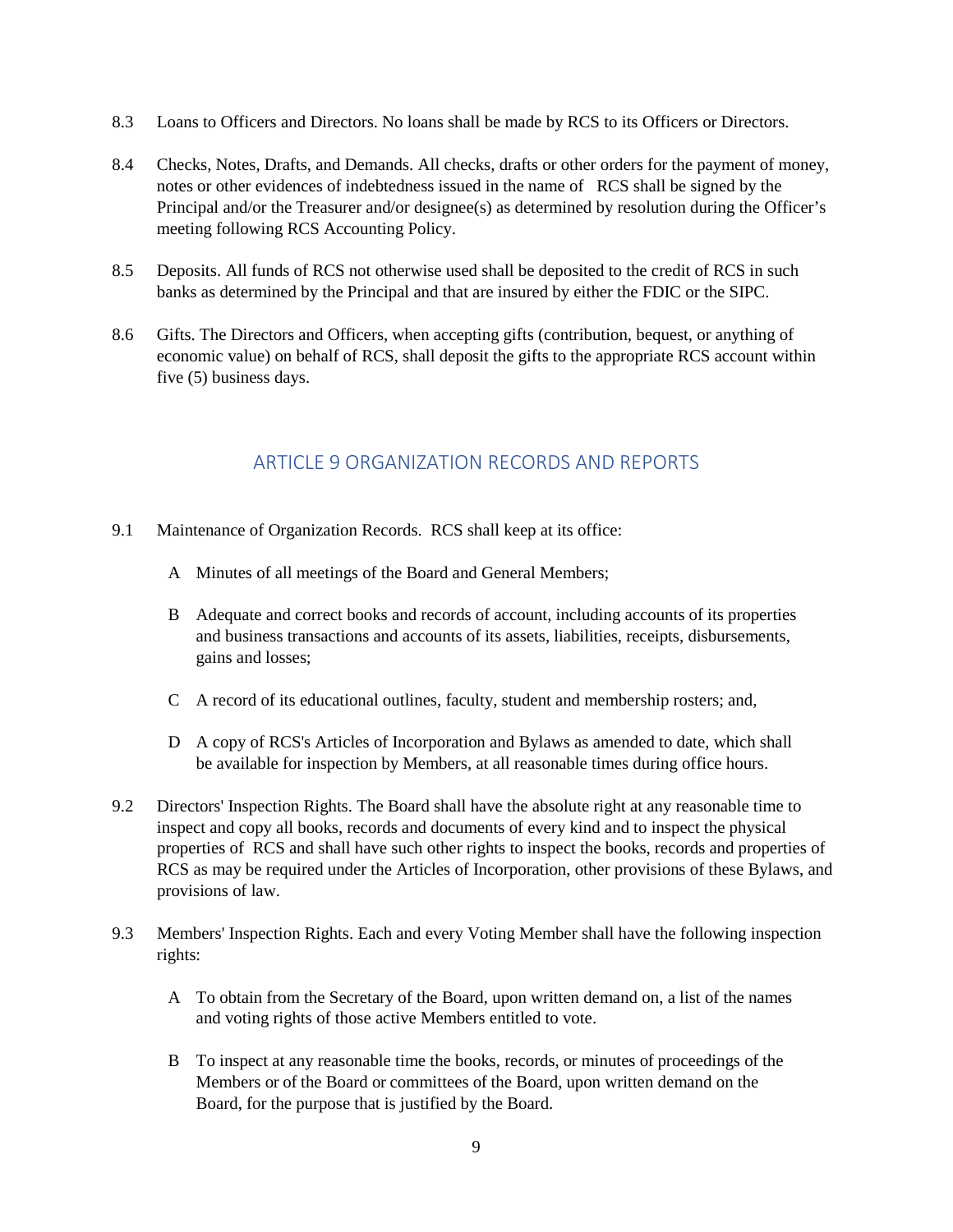8.3 Loans to Officers and Directors. No loans shall be made by RCS to its Officers or Directors.

8.4 Checks, Notes, Drafts, and Demands. All checks, drafts or other orders for the payment of money, notes or other evidences of indebtedness issued in the name of RCS shall be signed by the Principal and/or the Treasurer and/or designee(s) as determined by resolution during the Officer's meeting following RCS Accounting Policy.

8.5 Deposits. All funds of RCS not otherwise used shall be deposited to the credit of RCS in such banks as determined by the Principal and that are insured by either the FDIC or the SIPC.

8.6 Gifts. The Directors and Officers, when accepting gifts (contribution, bequest, or anything of economic value) on behalf of RCS, shall deposit the gifts to the appropriate RCS account within five (5) business days.

## ARTICLE 9 ORGANIZATION RECORDS AND REPORTS

9.1 Maintenance of Organization Records. RCS shall keep at its office:

A Minutes of all meetings of the Board and General Members;

B Adequate and correct books and records of account, including accounts of its properties and business transactions and accounts of its assets, liabilities, receipts, disbursements, gains and losses;

C A record of its educational outlines, faculty, student and membership rosters; and,

D A copy of RCS's Articles of Incorporation and Bylaws as amended to date, which shall be available for inspection by Members, at all reasonable times during office hours.

9.2 Directors' Inspection Rights. The Board shall have the absolute right at any reasonable time to inspect and copy all books, records and documents of every kind and to inspect the physical properties of RCS and shall have such other rights to inspect the books, records and properties of RCS as may be required under the Articles of Incorporation, other provisions of these Bylaws, and provisions of law.

9.3 Members' Inspection Rights. Each and every Voting Member shall have the following inspection rights:

A To obtain from the Secretary of the Board, upon written demand on, a list of the names and voting rights of those active Members entitled to vote.

B To inspect at any reasonable time the books, records, or minutes of proceedings of the Members or of the Board or committees of the Board, upon written demand on the Board, for the purpose that is justified by the Board.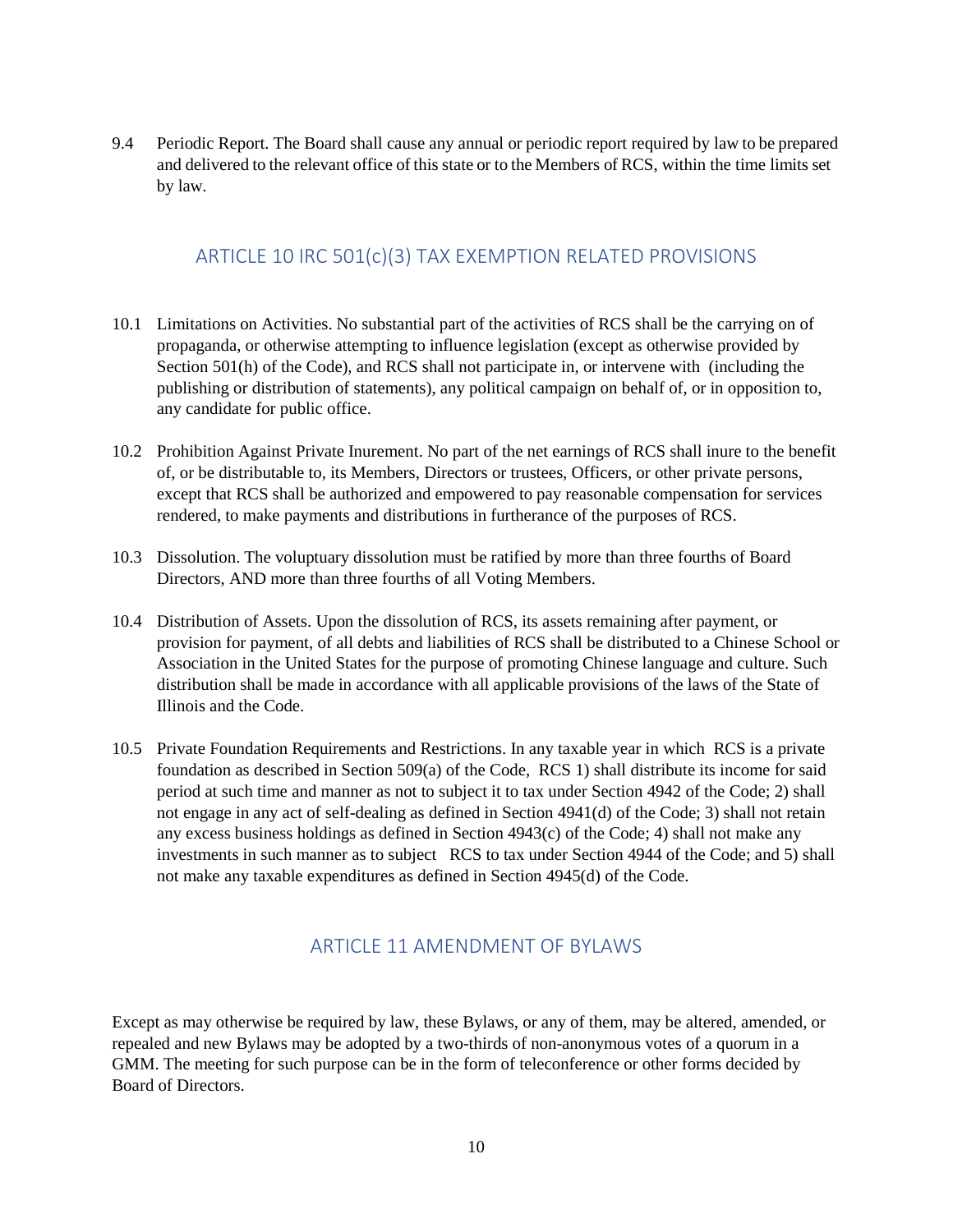9.4 Periodic Report. The Board shall cause any annual or periodic report required by law to be prepared and delivered to the relevant office of this state or to the Members of RCS, within the time limits set by law.

## ARTICLE 10 IRC 501(c)(3) TAX EXEMPTION RELATED PROVISIONS

10.1 Limitations on Activities. No substantial part of the activities of RCS shall be the carrying on of propaganda, or otherwise attempting to influence legislation (except as otherwise provided by Section 501(h) of the Code), and RCS shall not participate in, or intervene with (including the publishing or distribution of statements), any political campaign on behalf of, or in opposition to, any candidate for public office.

10.2 Prohibition Against Private Inurement. No part of the net earnings of RCS shall inure to the benefit of, or be distributable to, its Members, Directors or trustees, Officers, or other private persons, except that RCS shall be authorized and empowered to pay reasonable compensation for services rendered, to make payments and distributions in furtherance of the purposes of RCS.

10.3 Dissolution. The voluptuary dissolution must be ratified by more than three fourths of Board Directors, AND more than three fourths of all Voting Members.

10.4 Distribution of Assets. Upon the dissolution of RCS, its assets remaining after payment, or provision for payment, of all debts and liabilities of RCS shall be distributed to a Chinese School or Association in the United States for the purpose of promoting Chinese language and culture. Such distribution shall be made in accordance with all applicable provisions of the laws of the State of Illinois and the Code.

10.5 Private Foundation Requirements and Restrictions. In any taxable year in which RCS is a private foundation as described in Section 509(a) of the Code, RCS 1) shall distribute its income for said period at such time and manner as not to subject it to tax under Section 4942 of the Code; 2) shall not engage in any act of self-dealing as defined in Section 4941(d) of the Code; 3) shall not retain any excess business holdings as defined in Section 4943(c) of the Code; 4) shall not make any investments in such manner as to subject RCS to tax under Section 4944 of the Code; and 5) shall not make any taxable expenditures as defined in Section 4945(d) of the Code.

## ARTICLE 11 AMENDMENT OF BYLAWS

Except as may otherwise be required by law, these Bylaws, or any of them, may be altered, amended, or repealed and new Bylaws may be adopted by a two-thirds of non-anonymous votes of a quorum in a GMM. The meeting for such purpose can be in the form of teleconference or other forms decided by Board of Directors.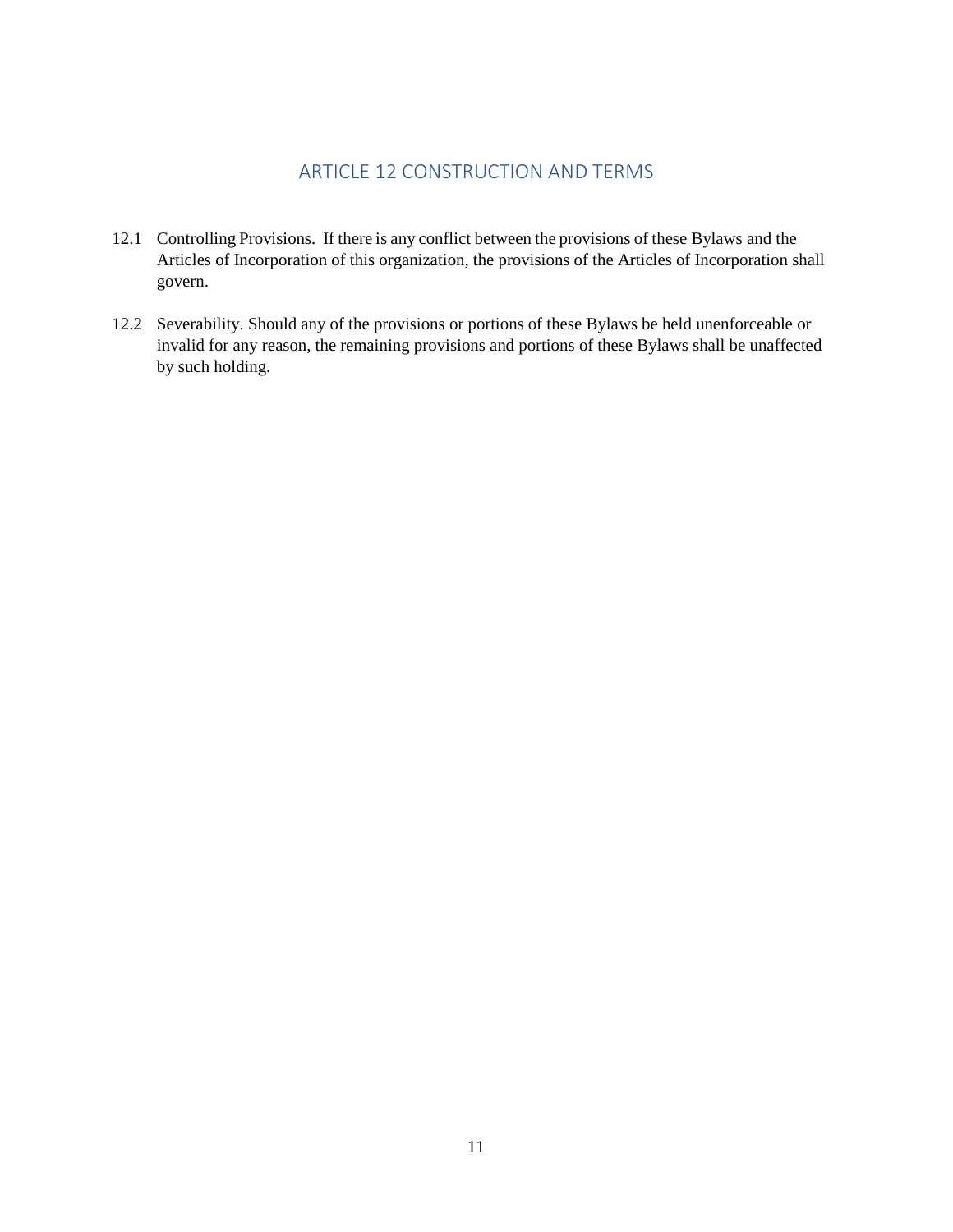## ARTICLE 12 CONSTRUCTION AND TERMS

12.1 Controlling Provisions. If there is any conflict between the provisions of these Bylaws and the Articles of Incorporation of this organization, the provisions of the Articles of Incorporation shall govern.

12.2 Severability. Should any of the provisions or portions of these Bylaws be held unenforceable or invalid for any reason, the remaining provisions and portions of these Bylaws shall be unaffected by such holding.